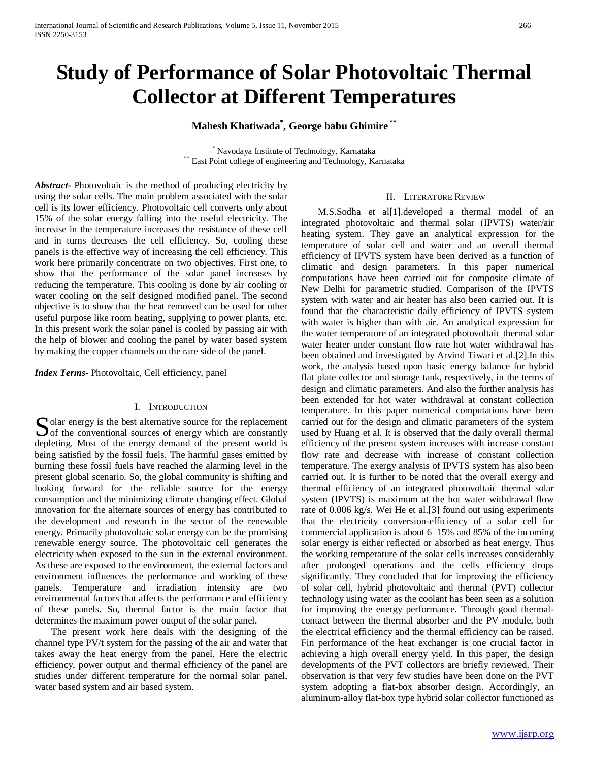# Study of Performance of Solar Photovoltaic Thermal Collector at Different Temperatures

**Mahesh Khatiwada[*], George babu Ghimire [**]**

[*] Navodaya Institute of Technology, Karnataka
[**] East Point college of engineering and Technology, Karnataka

***Abstract***- Photovoltaic is the method of producing electricity by using the solar cells. The main problem associated with the solar cell is its lower efficiency. Photovoltaic cell converts only about 15% of the solar energy falling into the useful electricity. The increase in the temperature increases the resistance of these cell and in turns decreases the cell efficiency. So, cooling these panels is the effective way of increasing the cell efficiency. This work here primarily concentrate on two objectives. First one, to show that the performance of the solar panel increases by reducing the temperature. This cooling is done by air cooling or water cooling on the self designed modified panel. The second objective is to show that the heat removed can be used for other useful purpose like room heating, supplying to power plants, etc. In this present work the solar panel is cooled by passing air with the help of blower and cooling the panel by water based system by making the copper channels on the rare side of the panel.

***Index Terms***- Photovoltaic, Cell efficiency, panel

## I. Introduction

Solar energy is the best alternative source for the replacement of the conventional sources of energy which are constantly depleting. Most of the energy demand of the present world is being satisfied by the fossil fuels. The harmful gases emitted by burning these fossil fuels have reached the alarming level in the present global scenario. So, the global community is shifting and looking forward for the reliable source for the energy consumption and the minimizing climate changing effect. Global innovation for the alternate sources of energy has contributed to the development and research in the sector of the renewable energy. Primarily photovoltaic solar energy can be the promising renewable energy source. The photovoltaic cell generates the electricity when exposed to the sun in the external environment. As these are exposed to the environment, the external factors and environment influences the performance and working of these panels. Temperature and irradiation intensity are two environmental factors that affects the performance and efficiency of these panels. So, thermal factor is the main factor that determines the maximum power output of the solar panel.

The present work here deals with the designing of the channel type PV/t system for the passing of the air and water that takes away the heat energy from the panel. Here the electric efficiency, power output and thermal efficiency of the panel are studies under different temperature for the normal solar panel, water based system and air based system.

## II. Literature Review

M.S.Sodha et al[1].developed a thermal model of an integrated photovoltaic and thermal solar (IPVTS) water/air heating system. They gave an analytical expression for the temperature of solar cell and water and an overall thermal efficiency of IPVTS system have been derived as a function of climatic and design parameters. In this paper numerical computations have been carried out for composite climate of New Delhi for parametric studied. Comparison of the IPVTS system with water and air heater has also been carried out. It is found that the characteristic daily efficiency of IPVTS system with water is higher than with air. An analytical expression for the water temperature of an integrated photovoltaic thermal solar water heater under constant flow rate hot water withdrawal has been obtained and investigated by Arvind Tiwari et al.[2].In this work, the analysis based upon basic energy balance for hybrid flat plate collector and storage tank, respectively, in the terms of design and climatic parameters. And also the further analysis has been extended for hot water withdrawal at constant collection temperature. In this paper numerical computations have been carried out for the design and climatic parameters of the system used by Huang et al. It is observed that the daily overall thermal efficiency of the present system increases with increase constant flow rate and decrease with increase of constant collection temperature. The exergy analysis of IPVTS system has also been carried out. It is further to be noted that the overall exergy and thermal efficiency of an integrated photovoltaic thermal solar system (IPVTS) is maximum at the hot water withdrawal flow rate of 0.006 kg/s. Wei He et al.[3] found out using experiments that the electricity conversion-efficiency of a solar cell for commercial application is about 6–15% and 85% of the incoming solar energy is either reflected or absorbed as heat energy. Thus the working temperature of the solar cells increases considerably after prolonged operations and the cells efficiency drops significantly. They concluded that for improving the efficiency of solar cell, hybrid photovoltaic and thermal (PVT) collector technology using water as the coolant has been seen as a solution for improving the energy performance. Through good thermal-contact between the thermal absorber and the PV module, both the electrical efficiency and the thermal efficiency can be raised. Fin performance of the heat exchanger is one crucial factor in achieving a high overall energy yield. In this paper, the design developments of the PVT collectors are briefly reviewed. Their observation is that very few studies have been done on the PVT system adopting a flat-box absorber design. Accordingly, an aluminum-alloy flat-box type hybrid solar collector functioned as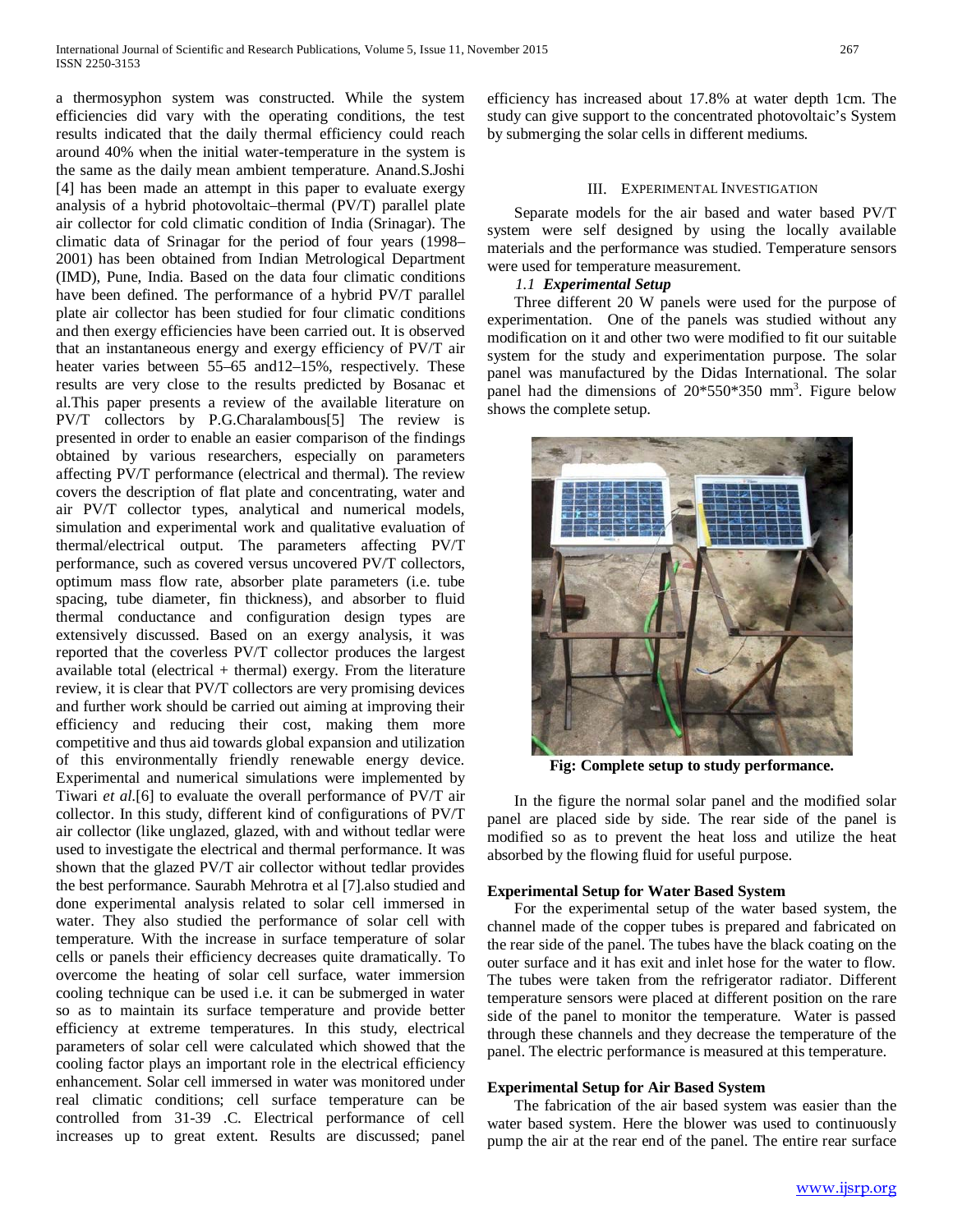a thermosyphon system was constructed. While the system efficiencies did vary with the operating conditions, the test results indicated that the daily thermal efficiency could reach around 40% when the initial water-temperature in the system is the same as the daily mean ambient temperature. Anand.S.Joshi [4] has been made an attempt in this paper to evaluate exergy analysis of a hybrid photovoltaic–thermal (PV/T) parallel plate air collector for cold climatic condition of India (Srinagar). The climatic data of Srinagar for the period of four years (1998–2001) has been obtained from Indian Metrological Department (IMD), Pune, India. Based on the data four climatic conditions have been defined. The performance of a hybrid PV/T parallel plate air collector has been studied for four climatic conditions and then exergy efficiencies have been carried out. It is observed that an instantaneous energy and exergy efficiency of PV/T air heater varies between 55–65 and12–15%, respectively. These results are very close to the results predicted by Bosanac et al.This paper presents a review of the available literature on PV/T collectors by P.G.Charalambous[5] The review is presented in order to enable an easier comparison of the findings obtained by various researchers, especially on parameters affecting PV/T performance (electrical and thermal). The review covers the description of flat plate and concentrating, water and air PV/T collector types, analytical and numerical models, simulation and experimental work and qualitative evaluation of thermal/electrical output. The parameters affecting PV/T performance, such as covered versus uncovered PV/T collectors, optimum mass flow rate, absorber plate parameters (i.e. tube spacing, tube diameter, fin thickness), and absorber to fluid thermal conductance and configuration design types are extensively discussed. Based on an exergy analysis, it was reported that the coverless PV/T collector produces the largest available total (electrical + thermal) exergy. From the literature review, it is clear that PV/T collectors are very promising devices and further work should be carried out aiming at improving their efficiency and reducing their cost, making them more competitive and thus aid towards global expansion and utilization of this environmentally friendly renewable energy device. Experimental and numerical simulations were implemented by Tiwari *et al*.[6] to evaluate the overall performance of PV/T air collector. In this study, different kind of configurations of PV/T air collector (like unglazed, glazed, with and without tedlar were used to investigate the electrical and thermal performance. It was shown that the glazed PV/T air collector without tedlar provides the best performance. Saurabh Mehrotra et al [7].also studied and done experimental analysis related to solar cell immersed in water. They also studied the performance of solar cell with temperature. With the increase in surface temperature of solar cells or panels their efficiency decreases quite dramatically. To overcome the heating of solar cell surface, water immersion cooling technique can be used i.e. it can be submerged in water so as to maintain its surface temperature and provide better efficiency at extreme temperatures. In this study, electrical parameters of solar cell were calculated which showed that the cooling factor plays an important role in the electrical efficiency enhancement. Solar cell immersed in water was monitored under real climatic conditions; cell surface temperature can be controlled from 31-39 .C. Electrical performance of cell increases up to great extent. Results are discussed; panel efficiency has increased about 17.8% at water depth 1cm. The study can give support to the concentrated photovoltaic's System by submerging the solar cells in different mediums.

## III. Experimental Investigation

Separate models for the air based and water based PV/T system were self designed by using the locally available materials and the performance was studied. Temperature sensors were used for temperature measurement.

### *1.1 Experimental Setup*

Three different 20 W panels were used for the purpose of experimentation. One of the panels was studied without any modification on it and other two were modified to fit our suitable system for the study and experimentation purpose. The solar panel was manufactured by the Didas International. The solar panel had the dimensions of 20*550*350 mm$^3$. Figure below shows the complete setup.

**Fig: Complete setup to study performance.**

In the figure the normal solar panel and the modified solar panel are placed side by side. The rear side of the panel is modified so as to prevent the heat loss and utilize the heat absorbed by the flowing fluid for useful purpose.

**Experimental Setup for Water Based System**

For the experimental setup of the water based system, the channel made of the copper tubes is prepared and fabricated on the rear side of the panel. The tubes have the black coating on the outer surface and it has exit and inlet hose for the water to flow. The tubes were taken from the refrigerator radiator. Different temperature sensors were placed at different position on the rare side of the panel to monitor the temperature. Water is passed through these channels and they decrease the temperature of the panel. The electric performance is measured at this temperature.

**Experimental Setup for Air Based System**

The fabrication of the air based system was easier than the water based system. Here the blower was used to continuously pump the air at the rear end of the panel. The entire rear surface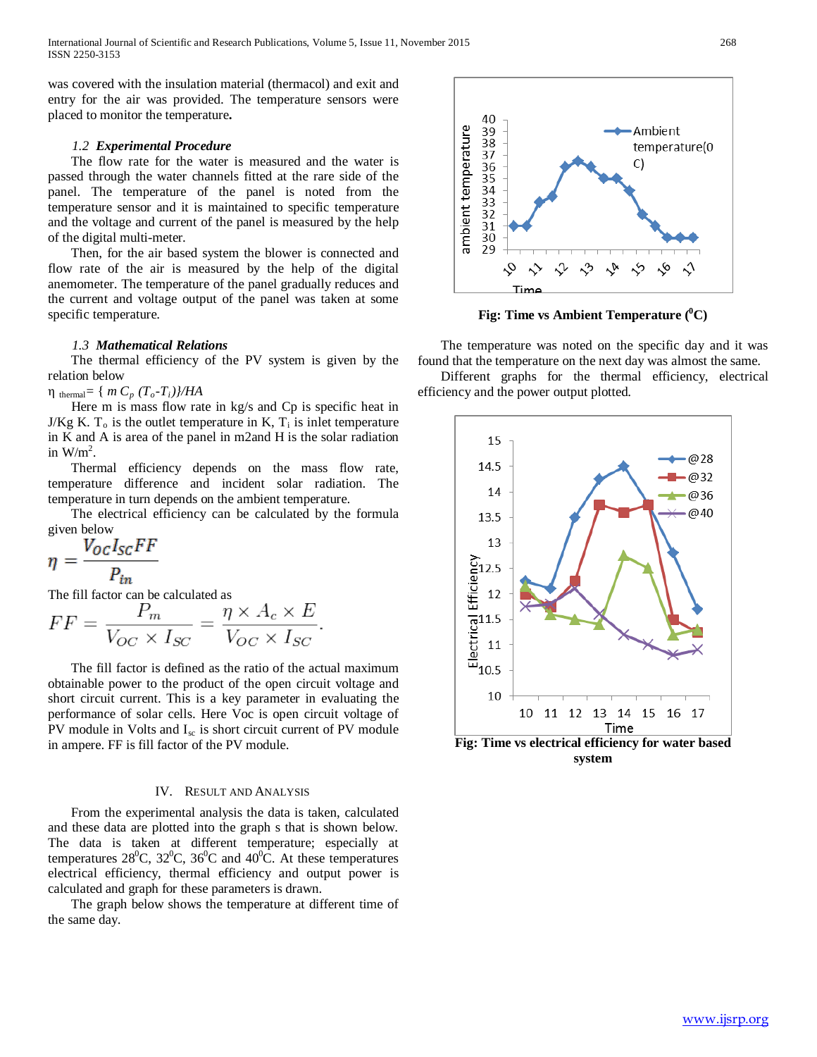was covered with the insulation material (thermacol) and exit and entry for the air was provided. The temperature sensors were placed to monitor the temperature.

### *1.2 Experimental Procedure*

The flow rate for the water is measured and the water is passed through the water channels fitted at the rare side of the panel. The temperature of the panel is noted from the temperature sensor and it is maintained to specific temperature and the voltage and current of the panel is measured by the help of the digital multi-meter.

Then, for the air based system the blower is connected and flow rate of the air is measured by the help of the digital anemometer. The temperature of the panel gradually reduces and the current and voltage output of the panel was taken at some specific temperature.

### *1.3 Mathematical Relations*

The thermal efficiency of the PV system is given by the relation below

$\eta_{thermal} = \{ m\, C_p\, (T_o - T_i)\}/HA$

Here m is mass flow rate in kg/s and Cp is specific heat in J/Kg K. $T_o$ is the outlet temperature in K, $T_i$ is inlet temperature in K and A is area of the panel in m2and H is the solar radiation in W/m$^2$.

Thermal efficiency depends on the mass flow rate, temperature difference and incident solar radiation. The temperature in turn depends on the ambient temperature.

The electrical efficiency can be calculated by the formula given below

$$\eta = \frac{V_{OC} I_{SC} FF}{P_{in}}$$

The fill factor can be calculated as

$$FF = \frac{P_m}{V_{OC} \times I_{SC}} = \frac{\eta \times A_c \times E}{V_{OC} \times I_{SC}}.$$

The fill factor is defined as the ratio of the actual maximum obtainable power to the product of the open circuit voltage and short circuit current. This is a key parameter in evaluating the performance of solar cells. Here Voc is open circuit voltage of PV module in Volts and $I_{sc}$ is short circuit current of PV module in ampere. FF is fill factor of the PV module.

## IV. Result and Analysis

From the experimental analysis the data is taken, calculated and these data are plotted into the graph s that is shown below. The data is taken at different temperature; especially at temperatures 28$^0$C, 32$^0$C, 36$^0$C and 40$^0$C. At these temperatures electrical efficiency, thermal efficiency and output power is calculated and graph for these parameters is drawn.

The graph below shows the temperature at different time of the same day.

**Fig: Time vs Ambient Temperature ($^0$C)**

The temperature was noted on the specific day and it was found that the temperature on the next day was almost the same.

Different graphs for the thermal efficiency, electrical efficiency and the power output plotted.

**Fig: Time vs electrical efficiency for water based system**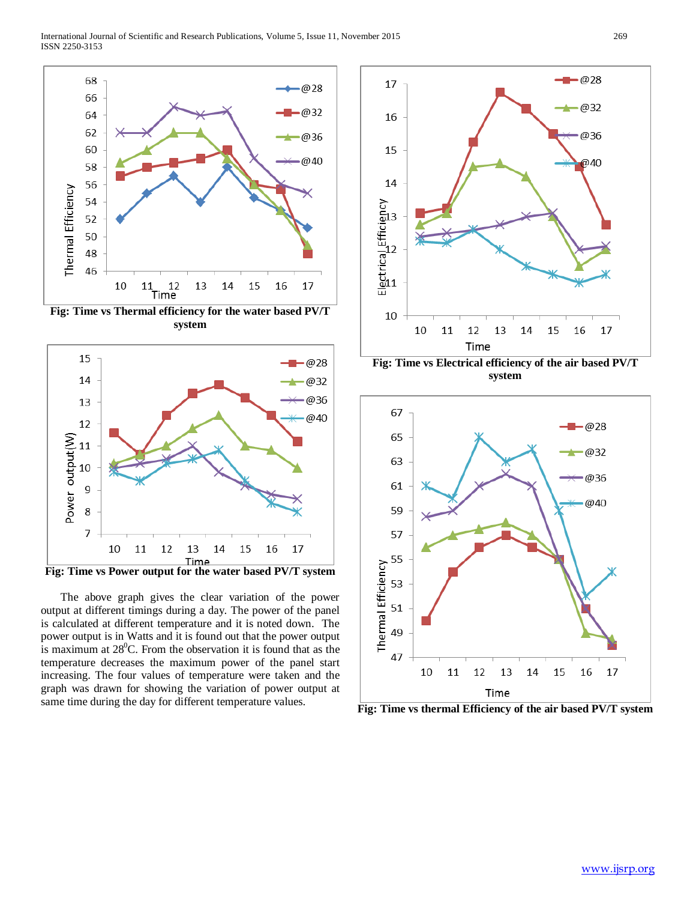**Fig: Time vs Thermal efficiency for the water based PV/T system**

**Fig: Time vs Power output for the water based PV/T system**

The above graph gives the clear variation of the power output at different timings during a day. The power of the panel is calculated at different temperature and it is noted down. The power output is in Watts and it is found out that the power output is maximum at 28$^0$C. From the observation it is found that as the temperature decreases the maximum power of the panel start increasing. The four values of temperature were taken and the graph was drawn for showing the variation of power output at same time during the day for different temperature values.

**Fig: Time vs Electrical efficiency of the air based PV/T system**

**Fig: Time vs thermal Efficiency of the air based PV/T system**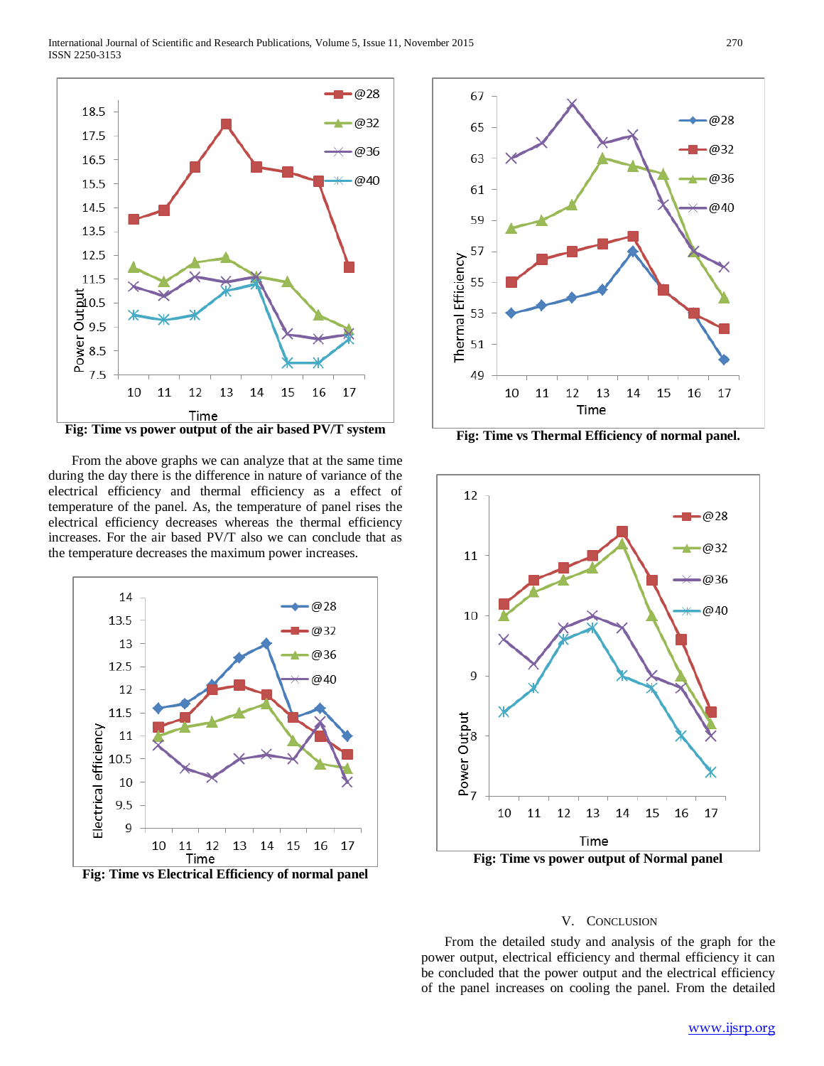Fig: Time vs power output of the air based PV/T system

Fig: Time vs Thermal Efficiency of normal panel.

From the above graphs we can analyze that at the same time during the day there is the difference in nature of variance of the electrical efficiency and thermal efficiency as a effect of temperature of the panel. As, the temperature of panel rises the electrical efficiency decreases whereas the thermal efficiency increases. For the air based PV/T also we can conclude that as the temperature decreases the maximum power increases.

Fig: Time vs Electrical Efficiency of normal panel

Fig: Time vs power output of Normal panel

## V. Conclusion

From the detailed study and analysis of the graph for the power output, electrical efficiency and thermal efficiency it can be concluded that the power output and the electrical efficiency of the panel increases on cooling the panel. From the detailed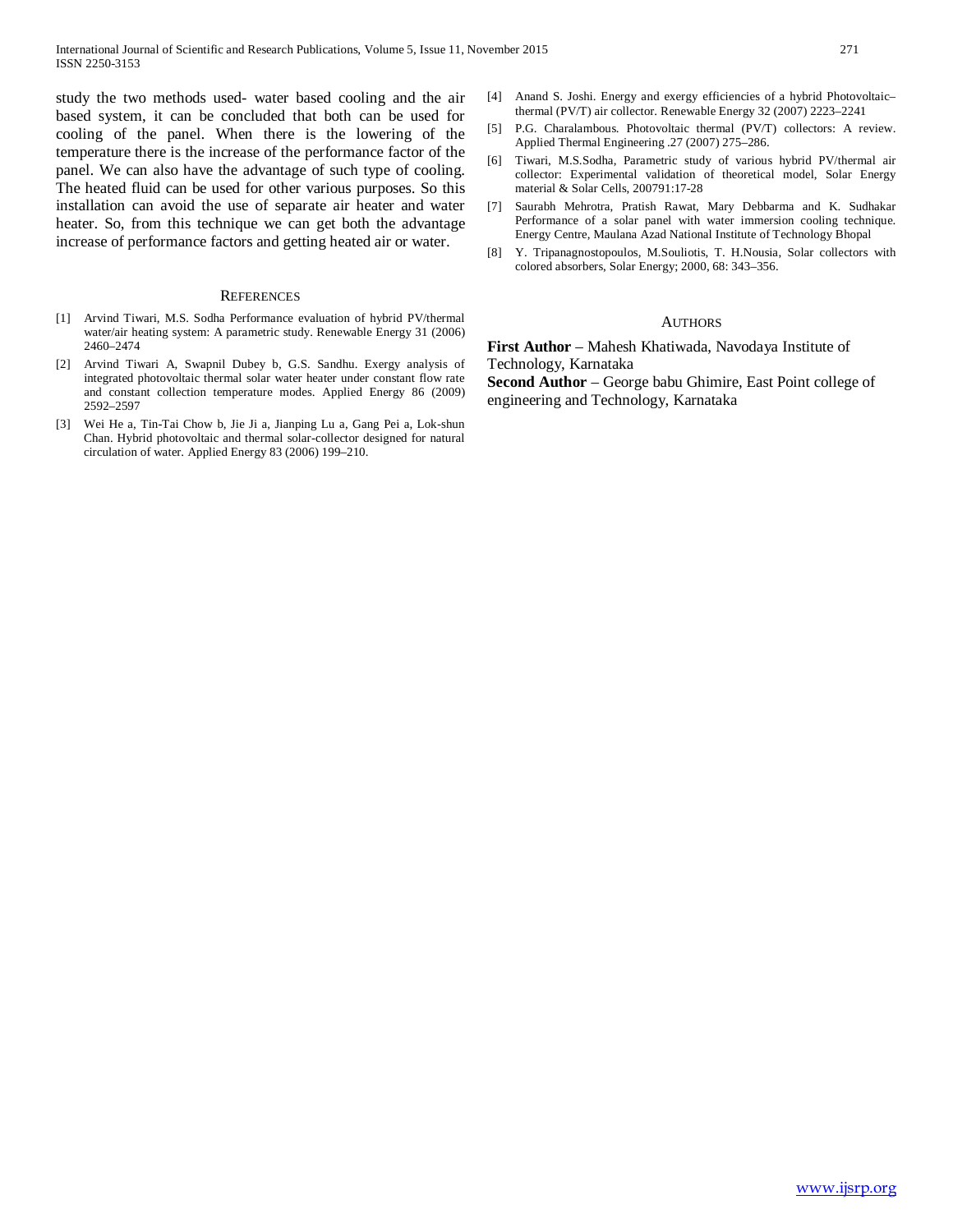study the two methods used- water based cooling and the air based system, it can be concluded that both can be used for cooling of the panel. When there is the lowering of the temperature there is the increase of the performance factor of the panel. We can also have the advantage of such type of cooling. The heated fluid can be used for other various purposes. So this installation can avoid the use of separate air heater and water heater. So, from this technique we can get both the advantage increase of performance factors and getting heated air or water.

## REFERENCES

[1] Arvind Tiwari, M.S. Sodha Performance evaluation of hybrid PV/thermal water/air heating system: A parametric study. Renewable Energy 31 (2006) 2460–2474

[2] Arvind Tiwari A, Swapnil Dubey b, G.S. Sandhu. Exergy analysis of integrated photovoltaic thermal solar water heater under constant flow rate and constant collection temperature modes. Applied Energy 86 (2009) 2592–2597

[3] Wei He a, Tin-Tai Chow b, Jie Ji a, Jianping Lu a, Gang Pei a, Lok-shun Chan. Hybrid photovoltaic and thermal solar-collector designed for natural circulation of water. Applied Energy 83 (2006) 199–210.

[4] Anand S. Joshi. Energy and exergy efficiencies of a hybrid Photovoltaic–thermal (PV/T) air collector. Renewable Energy 32 (2007) 2223–2241

[5] P.G. Charalambous. Photovoltaic thermal (PV/T) collectors: A review. Applied Thermal Engineering .27 (2007) 275–286.

[6] Tiwari, M.S.Sodha, Parametric study of various hybrid PV/thermal air collector: Experimental validation of theoretical model, Solar Energy material & Solar Cells, 200791:17-28

[7] Saurabh Mehrotra, Pratish Rawat, Mary Debbarma and K. Sudhakar Performance of a solar panel with water immersion cooling technique. Energy Centre, Maulana Azad National Institute of Technology Bhopal

[8] Y. Tripanagnostopoulos, M.Souliotis, T. H.Nousia, Solar collectors with colored absorbers, Solar Energy; 2000, 68: 343–356.

## AUTHORS

**First Author** – Mahesh Khatiwada, Navodaya Institute of Technology, Karnataka
**Second Author** – George babu Ghimire, East Point college of engineering and Technology, Karnataka